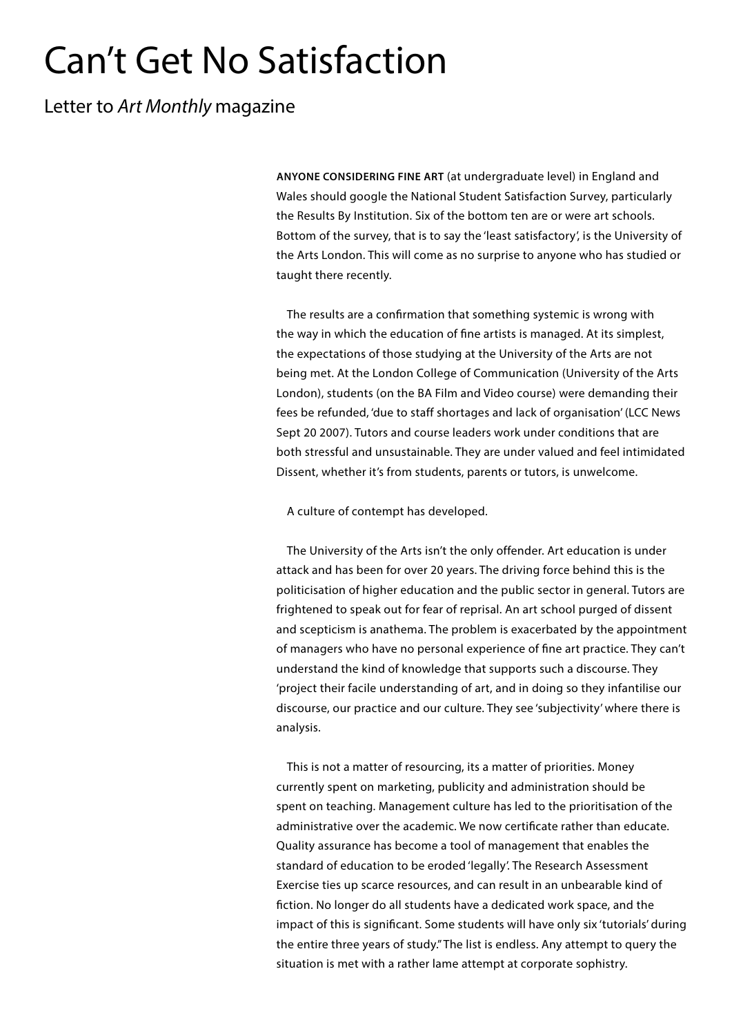# Can’t Get No Satisfaction

## Letter to *Art Monthly* magazine

**ANYONE CONSIDERING FINE ART** (at undergraduate level) in England and Wales should google the National Student Satisfaction Survey, particularly the Results By Institution. Six of the bottom ten are or were art schools. Bottom of the survey, that is to say the ‘least satisfactory’, is the University of the Arts London. This will come as no surprise to anyone who has studied or taught there recently.

The results are a confirmation that something systemic is wrong with the way in which the education of fine artists is managed. At its simplest, the expectations of those studying at the University of the Arts are not being met. At the London College of Communication (University of the Arts London), students (on the BA Film and Video course) were demanding their fees be refunded, ‘due to staff shortages and lack of organisation’ (LCC News Sept 20 2007). Tutors and course leaders work under conditions that are both stressful and unsustainable. They are under valued and feel intimidated Dissent, whether it’s from students, parents or tutors, is unwelcome.

A culture of contempt has developed.

The University of the Arts isn’t the only offender. Art education is under attack and has been for over 20 years. The driving force behind this is the politicisation of higher education and the public sector in general. Tutors are frightened to speak out for fear of reprisal. An art school purged of dissent and scepticism is anathema. The problem is exacerbated by the appointment of managers who have no personal experience of fine art practice. They can’t understand the kind of knowledge that supports such a discourse. They ‘project their facile understanding of art, and in doing so they infantilise our discourse, our practice and our culture. They see ‘subjectivity’ where there is analysis.

This is not a matter of resourcing, its a matter of priorities. Money currently spent on marketing, publicity and administration should be spent on teaching. Management culture has led to the prioritisation of the administrative over the academic. We now certificate rather than educate. Quality assurance has become a tool of management that enables the standard of education to be eroded ‘legally’. The Research Assessment Exercise ties up scarce resources, and can result in an unbearable kind of fiction. No longer do all students have a dedicated work space, and the impact of this is significant. Some students will have only six ‘tutorials’ during the entire three years of study.” The list is endless. Any attempt to query the situation is met with a rather lame attempt at corporate sophistry.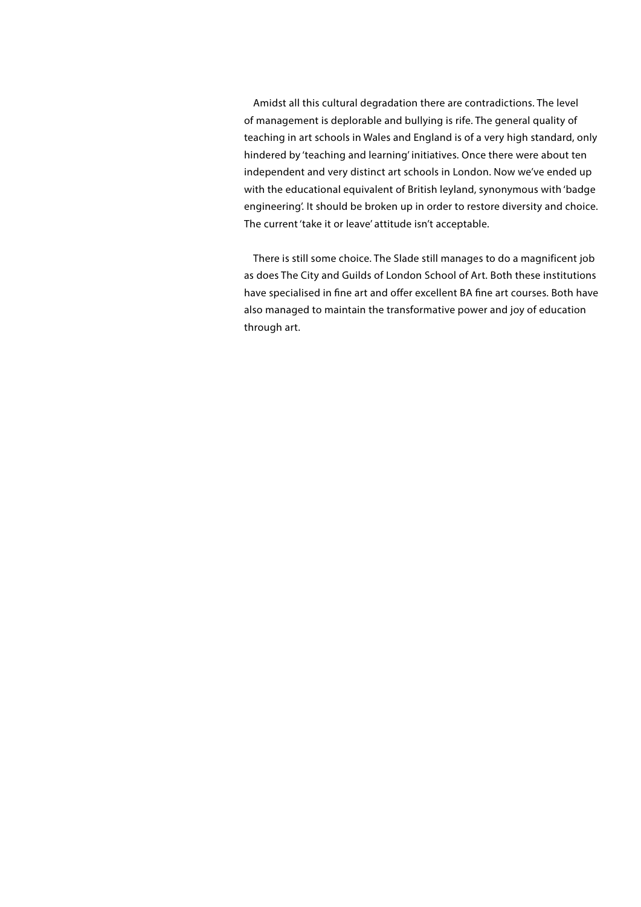Amidst all this cultural degradation there are contradictions. The level of management is deplorable and bullying is rife. The general quality of teaching in art schools in Wales and England is of a very high standard, only hindered by 'teaching and learning' initiatives. Once there were about ten independent and very distinct art schools in London. Now we've ended up with the educational equivalent of British leyland, synonymous with 'badge engineering'. It should be broken up in order to restore diversity and choice. The current 'take it or leave' attitude isn't acceptable.

There is still some choice. The Slade still manages to do a magnificent job as does The City and Guilds of London School of Art. Both these institutions have specialised in fine art and offer excellent BA fine art courses. Both have also managed to maintain the transformative power and joy of education through art.